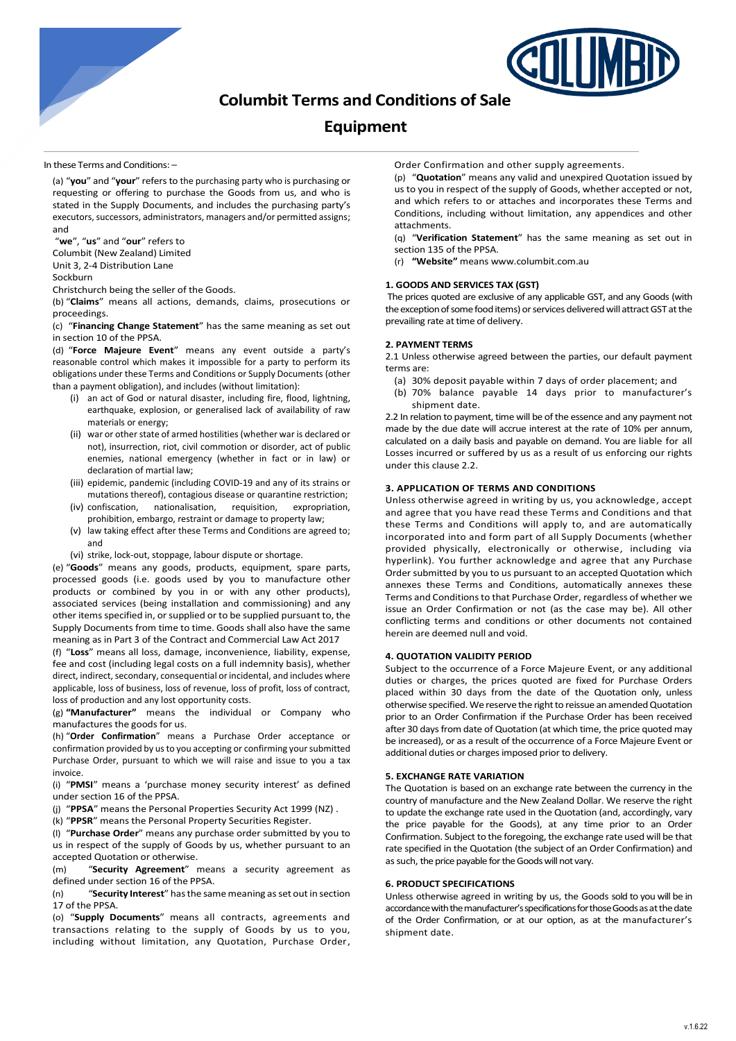# Columbit Terms and Conditions of Sale

## Equipment

In these Terms and Conditions: –

(a) "**you**" and "**your**" refers to the purchasing party who is purchasing or requesting or offering to purchase the Goods from us, and who is stated in the Supply Documents, and includes the purchasing party's executors, successors, administrators, managers and/or permitted assigns; and

"**we**", "**us**" and "**our**" refers to
Columbit (New Zealand) Limited
Unit 3, 2-4 Distribution Lane
Sockburn
Christchurch being the seller of the Goods.

(b) "**Claims**" means all actions, demands, claims, prosecutions or proceedings.

(c) "**Financing Change Statement**" has the same meaning as set out in section 10 of the PPSA.

(d) "**Force Majeure Event**" means any event outside a party's reasonable control which makes it impossible for a party to perform its obligations under these Terms and Conditions or Supply Documents (other than a payment obligation), and includes (without limitation):

- (i) an act of God or natural disaster, including fire, flood, lightning, earthquake, explosion, or generalised lack of availability of raw materials or energy;
- (ii) war or other state of armed hostilities (whether war is declared or not), insurrection, riot, civil commotion or disorder, act of public enemies, national emergency (whether in fact or in law) or declaration of martial law;
- (iii) epidemic, pandemic (including COVID-19 and any of its strains or mutations thereof), contagious disease or quarantine restriction;
- (iv) confiscation, nationalisation, requisition, expropriation, prohibition, embargo, restraint or damage to property law;
- (v) law taking effect after these Terms and Conditions are agreed to; and
- (vi) strike, lock-out, stoppage, labour dispute or shortage.

(e) "**Goods**" means any goods, products, equipment, spare parts, processed goods (i.e. goods used by you to manufacture other products or combined by you in or with any other products), associated services (being installation and commissioning) and any other items specified in, or supplied or to be supplied pursuant to, the Supply Documents from time to time. Goods shall also have the same meaning as in Part 3 of the Contract and Commercial Law Act 2017

(f) "**Loss**" means all loss, damage, inconvenience, liability, expense, fee and cost (including legal costs on a full indemnity basis), whether direct, indirect, secondary, consequential or incidental, and includes where applicable, loss of business, loss of revenue, loss of profit, loss of contract, loss of production and any lost opportunity costs.

(g) **"Manufacturer"** means the individual or Company who manufactures the goods for us.

(h) "**Order Confirmation**" means a Purchase Order acceptance or confirmation provided by us to you accepting or confirming your submitted Purchase Order, pursuant to which we will raise and issue to you a tax invoice.

(i) "**PMSI**" means a 'purchase money security interest' as defined under section 16 of the PPSA.

(j) "**PPSA**" means the Personal Properties Security Act 1999 (NZ) .

(k) "**PPSR**" means the Personal Property Securities Register.

(l) "**Purchase Order**" means any purchase order submitted by you to us in respect of the supply of Goods by us, whether pursuant to an accepted Quotation or otherwise.

(m) "**Security Agreement**" means a security agreement as defined under section 16 of the PPSA.

(n) "**Security Interest**" has the same meaning as set out in section 17 of the PPSA.

(o) "**Supply Documents**" means all contracts, agreements and transactions relating to the supply of Goods by us to you, including without limitation, any Quotation, Purchase Order, Order Confirmation and other supply agreements.

(p) "**Quotation**" means any valid and unexpired Quotation issued by us to you in respect of the supply of Goods, whether accepted or not, and which refers to or attaches and incorporates these Terms and Conditions, including without limitation, any appendices and other attachments.

(q) "**Verification Statement**" has the same meaning as set out in section 135 of the PPSA.

(r) **"Website"** means www.columbit.com.au

### 1. GOODS AND SERVICES TAX (GST)

The prices quoted are exclusive of any applicable GST, and any Goods (with the exception of some food items) or services delivered will attract GST at the prevailing rate at time of delivery.

### 2. PAYMENT TERMS

2.1 Unless otherwise agreed between the parties, our default payment terms are:

- (a) 30% deposit payable within 7 days of order placement; and
- (b) 70% balance payable 14 days prior to manufacturer's shipment date.

2.2 In relation to payment, time will be of the essence and any payment not made by the due date will accrue interest at the rate of 10% per annum, calculated on a daily basis and payable on demand. You are liable for all Losses incurred or suffered by us as a result of us enforcing our rights under this clause 2.2.

### 3. APPLICATION OF TERMS AND CONDITIONS

Unless otherwise agreed in writing by us, you acknowledge, accept and agree that you have read these Terms and Conditions and that these Terms and Conditions will apply to, and are automatically incorporated into and form part of all Supply Documents (whether provided physically, electronically or otherwise, including via hyperlink). You further acknowledge and agree that any Purchase Order submitted by you to us pursuant to an accepted Quotation which annexes these Terms and Conditions, automatically annexes these Terms and Conditions to that Purchase Order, regardless of whether we issue an Order Confirmation or not (as the case may be). All other conflicting terms and conditions or other documents not contained herein are deemed null and void.

### 4. QUOTATION VALIDITY PERIOD

Subject to the occurrence of a Force Majeure Event, or any additional duties or charges, the prices quoted are fixed for Purchase Orders placed within 30 days from the date of the Quotation only, unless otherwise specified. We reserve the right to reissue an amended Quotation prior to an Order Confirmation if the Purchase Order has been received after 30 days from date of Quotation (at which time, the price quoted may be increased), or as a result of the occurrence of a Force Majeure Event or additional duties or charges imposed prior to delivery.

### 5. EXCHANGE RATE VARIATION

The Quotation is based on an exchange rate between the currency in the country of manufacture and the New Zealand Dollar. We reserve the right to update the exchange rate used in the Quotation (and, accordingly, vary the price payable for the Goods), at any time prior to an Order Confirmation. Subject to the foregoing, the exchange rate used will be that rate specified in the Quotation (the subject of an Order Confirmation) and as such, the price payable for the Goods will not vary.

### 6. PRODUCT SPECIFICATIONS

Unless otherwise agreed in writing by us, the Goods sold to you will be in accordance with the manufacturer's specifications for those Goods as at the date of the Order Confirmation, or at our option, as at the manufacturer's shipment date.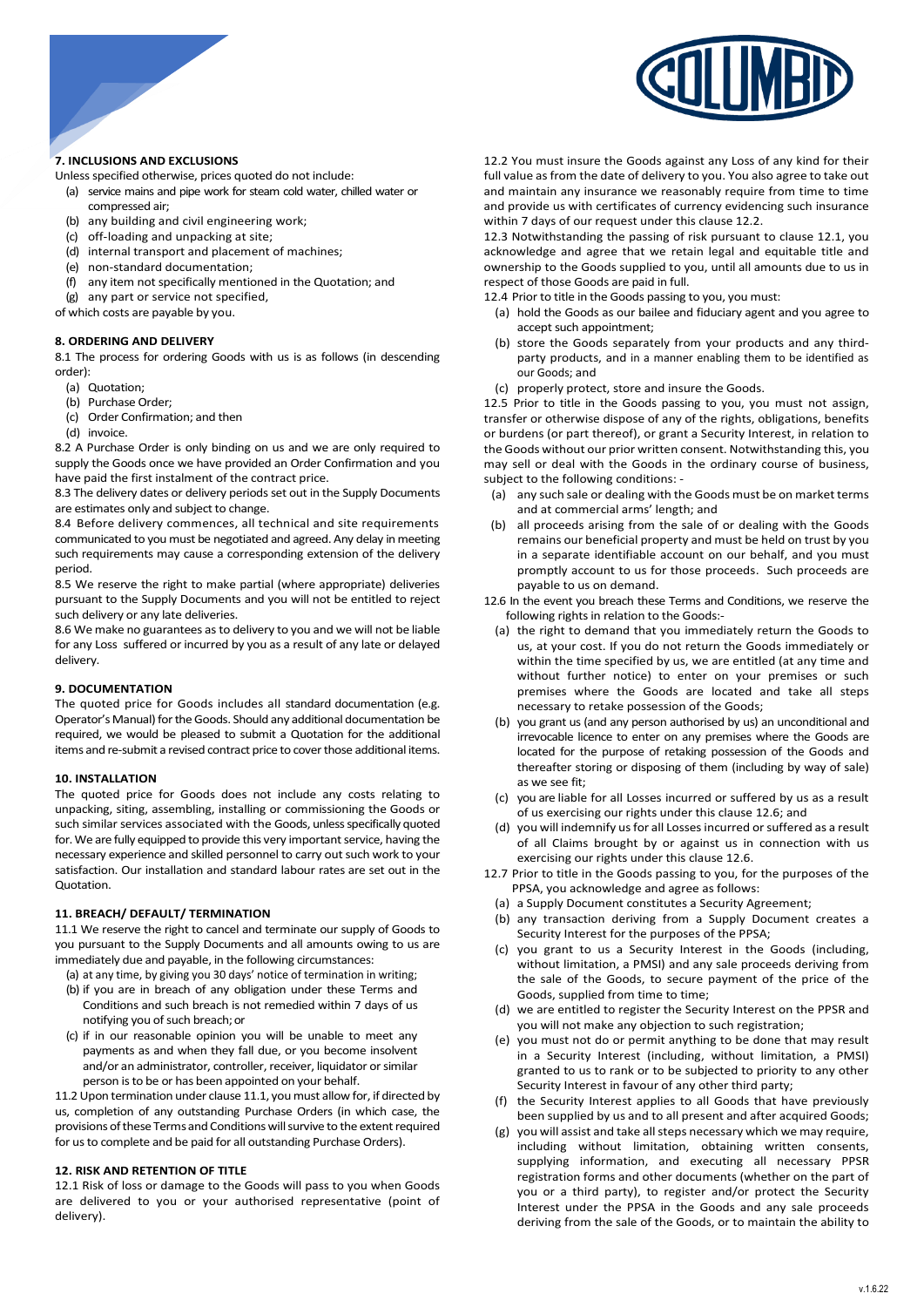## 7. INCLUSIONS AND EXCLUSIONS

Unless specified otherwise, prices quoted do not include:

(a) service mains and pipe work for steam cold water, chilled water or compressed air;
(b) any building and civil engineering work;
(c) off-loading and unpacking at site;
(d) internal transport and placement of machines;
(e) non-standard documentation;
(f) any item not specifically mentioned in the Quotation; and
(g) any part or service not specified,

of which costs are payable by you.

## 8. ORDERING AND DELIVERY

8.1 The process for ordering Goods with us is as follows (in descending order):

(a) Quotation;
(b) Purchase Order;
(c) Order Confirmation; and then
(d) invoice.

8.2 A Purchase Order is only binding on us and we are only required to supply the Goods once we have provided an Order Confirmation and you have paid the first instalment of the contract price.

8.3 The delivery dates or delivery periods set out in the Supply Documents are estimates only and subject to change.

8.4 Before delivery commences, all technical and site requirements communicated to you must be negotiated and agreed. Any delay in meeting such requirements may cause a corresponding extension of the delivery period.

8.5 We reserve the right to make partial (where appropriate) deliveries pursuant to the Supply Documents and you will not be entitled to reject such delivery or any late deliveries.

8.6 We make no guarantees as to delivery to you and we will not be liable for any Loss suffered or incurred by you as a result of any late or delayed delivery.

## 9. DOCUMENTATION

The quoted price for Goods includes all standard documentation (e.g. Operator's Manual) for the Goods. Should any additional documentation be required, we would be pleased to submit a Quotation for the additional items and re-submit a revised contract price to cover those additional items.

## 10. INSTALLATION

The quoted price for Goods does not include any costs relating to unpacking, siting, assembling, installing or commissioning the Goods or such similar services associated with the Goods, unless specifically quoted for. We are fully equipped to provide this very important service, having the necessary experience and skilled personnel to carry out such work to your satisfaction. Our installation and standard labour rates are set out in the Quotation.

## 11. BREACH/ DEFAULT/ TERMINATION

11.1 We reserve the right to cancel and terminate our supply of Goods to you pursuant to the Supply Documents and all amounts owing to us are immediately due and payable, in the following circumstances:

(a) at any time, by giving you 30 days' notice of termination in writing;
(b) if you are in breach of any obligation under these Terms and Conditions and such breach is not remedied within 7 days of us notifying you of such breach; or
(c) if in our reasonable opinion you will be unable to meet any payments as and when they fall due, or you become insolvent and/or an administrator, controller, receiver, liquidator or similar person is to be or has been appointed on your behalf.

11.2 Upon termination under clause 11.1, you must allow for, if directed by us, completion of any outstanding Purchase Orders (in which case, the provisions of these Terms and Conditions will survive to the extent required for us to complete and be paid for all outstanding Purchase Orders).

## 12. RISK AND RETENTION OF TITLE

12.1 Risk of loss or damage to the Goods will pass to you when Goods are delivered to you or your authorised representative (point of delivery).

12.2 You must insure the Goods against any Loss of any kind for their full value as from the date of delivery to you. You also agree to take out and maintain any insurance we reasonably require from time to time and provide us with certificates of currency evidencing such insurance within 7 days of our request under this clause 12.2.

12.3 Notwithstanding the passing of risk pursuant to clause 12.1, you acknowledge and agree that we retain legal and equitable title and ownership to the Goods supplied to you, until all amounts due to us in respect of those Goods are paid in full.

12.4 Prior to title in the Goods passing to you, you must:

(a) hold the Goods as our bailee and fiduciary agent and you agree to accept such appointment;
(b) store the Goods separately from your products and any third-party products, and in a manner enabling them to be identified as our Goods; and
(c) properly protect, store and insure the Goods.

12.5 Prior to title in the Goods passing to you, you must not assign, transfer or otherwise dispose of any of the rights, obligations, benefits or burdens (or part thereof), or grant a Security Interest, in relation to the Goods without our prior written consent. Notwithstanding this, you may sell or deal with the Goods in the ordinary course of business, subject to the following conditions: -

(a) any such sale or dealing with the Goods must be on market terms and at commercial arms' length; and
(b) all proceeds arising from the sale of or dealing with the Goods remains our beneficial property and must be held on trust by you in a separate identifiable account on our behalf, and you must promptly account to us for those proceeds. Such proceeds are payable to us on demand.

12.6 In the event you breach these Terms and Conditions, we reserve the following rights in relation to the Goods:-

(a) the right to demand that you immediately return the Goods to us, at your cost. If you do not return the Goods immediately or within the time specified by us, we are entitled (at any time and without further notice) to enter on your premises or such premises where the Goods are located and take all steps necessary to retake possession of the Goods;
(b) you grant us (and any person authorised by us) an unconditional and irrevocable licence to enter on any premises where the Goods are located for the purpose of retaking possession of the Goods and thereafter storing or disposing of them (including by way of sale) as we see fit;
(c) you are liable for all Losses incurred or suffered by us as a result of us exercising our rights under this clause 12.6; and
(d) you will indemnify us for all Losses incurred or suffered by us as a result of all Claims brought by or against us in connection with us exercising our rights under this clause 12.6.

12.7 Prior to title in the Goods passing to you, for the purposes of the PPSA, you acknowledge and agree as follows:

(a) a Supply Document constitutes a Security Agreement;
(b) any transaction deriving from a Supply Document creates a Security Interest for the purposes of the PPSA;
(c) you grant to us a Security Interest in the Goods (including, without limitation, a PMSI) and any sale proceeds deriving from the sale of the Goods, to secure payment of the price of the Goods, supplied from time to time;
(d) we are entitled to register the Security Interest on the PPSR and you will not make any objection to such registration;
(e) you must not do or permit anything to be done that may result in a Security Interest (including, without limitation, a PMSI) granted to us to rank or to be subjected to priority to any other Security Interest in favour of any other third party;
(f) the Security Interest applies to all Goods that have previously been supplied by us and to all present and after acquired Goods;
(g) you will assist and take all steps necessary which we may require, including without limitation, obtaining written consents, supplying information, and executing all necessary PPSR registration forms and other documents (whether on the part of you or a third party), to register and/or protect the Security Interest under the PPSA in the Goods and any sale proceeds deriving from the sale of the Goods, or to maintain the ability to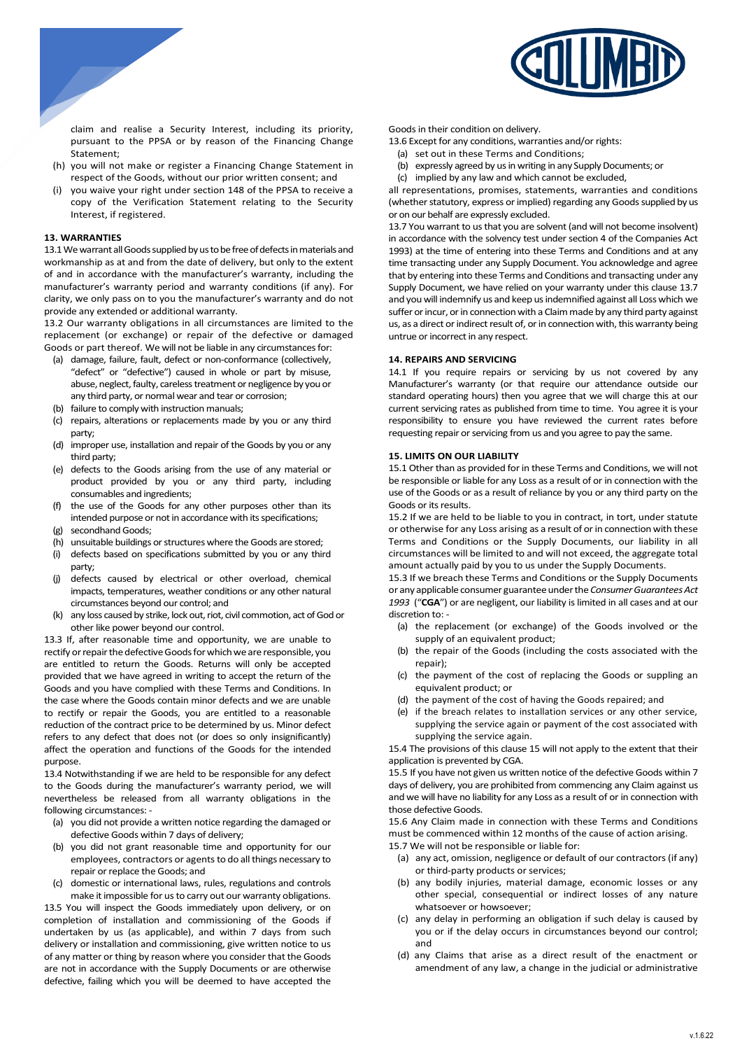claim and realise a Security Interest, including its priority, pursuant to the PPSA or by reason of the Financing Change Statement;

(h) you will not make or register a Financing Change Statement in respect of the Goods, without our prior written consent; and

(i) you waive your right under section 148 of the PPSA to receive a copy of the Verification Statement relating to the Security Interest, if registered.

## 13. WARRANTIES

13.1 We warrant all Goods supplied by us to be free of defects in materials and workmanship as at and from the date of delivery, but only to the extent of and in accordance with the manufacturer's warranty, including the manufacturer's warranty period and warranty conditions (if any). For clarity, we only pass on to you the manufacturer's warranty and do not provide any extended or additional warranty.

13.2 Our warranty obligations in all circumstances are limited to the replacement (or exchange) or repair of the defective or damaged Goods or part thereof. We will not be liable in any circumstances for:

(a) damage, failure, fault, defect or non-conformance (collectively, "defect" or "defective") caused in whole or part by misuse, abuse, neglect, faulty, careless treatment or negligence by you or any third party, or normal wear and tear or corrosion;

(b) failure to comply with instruction manuals;

(c) repairs, alterations or replacements made by you or any third party;

(d) improper use, installation and repair of the Goods by you or any third party;

(e) defects to the Goods arising from the use of any material or product provided by you or any third party, including consumables and ingredients;

(f) the use of the Goods for any other purposes other than its intended purpose or not in accordance with its specifications;

(g) secondhand Goods;

(h) unsuitable buildings or structures where the Goods are stored;

(i) defects based on specifications submitted by you or any third party;

(j) defects caused by electrical or other overload, chemical impacts, temperatures, weather conditions or any other natural circumstances beyond our control; and

(k) any loss caused by strike, lock out, riot, civil commotion, act of God or other like power beyond our control.

13.3 If, after reasonable time and opportunity, we are unable to rectify or repair the defective Goods for which we are responsible, you are entitled to return the Goods. Returns will only be accepted provided that we have agreed in writing to accept the return of the Goods and you have complied with these Terms and Conditions. In the case where the Goods contain minor defects and we are unable to rectify or repair the Goods, you are entitled to a reasonable reduction of the contract price to be determined by us. Minor defect refers to any defect that does not (or does so only insignificantly) affect the operation and functions of the Goods for the intended purpose.

13.4 Notwithstanding if we are held to be responsible for any defect to the Goods during the manufacturer's warranty period, we will nevertheless be released from all warranty obligations in the following circumstances: -

(a) you did not provide a written notice regarding the damaged or defective Goods within 7 days of delivery;

(b) you did not grant reasonable time and opportunity for our employees, contractors or agents to do all things necessary to repair or replace the Goods; and

(c) domestic or international laws, rules, regulations and controls make it impossible for us to carry out our warranty obligations.

13.5 You will inspect the Goods immediately upon delivery, or on completion of installation and commissioning of the Goods if undertaken by us (as applicable), and within 7 days from such delivery or installation and commissioning, give written notice to us of any matter or thing by reason where you consider that the Goods are not in accordance with the Supply Documents or are otherwise defective, failing which you will be deemed to have accepted the Goods in their condition on delivery.

13.6 Except for any conditions, warranties and/or rights:

(a) set out in these Terms and Conditions;

(b) expressly agreed by us in writing in any Supply Documents; or

(c) implied by any law and which cannot be excluded,

all representations, promises, statements, warranties and conditions (whether statutory, express or implied) regarding any Goods supplied by us or on our behalf are expressly excluded.

13.7 You warrant to us that you are solvent (and will not become insolvent) in accordance with the solvency test under section 4 of the Companies Act 1993) at the time of entering into these Terms and Conditions and at any time transacting under any Supply Document. You acknowledge and agree that by entering into these Terms and Conditions and transacting under any Supply Document, we have relied on your warranty under this clause 13.7 and you will indemnify us and keep us indemnified against all Loss which we suffer or incur, or in connection with a Claim made by any third party against us, as a direct or indirect result of, or in connection with, this warranty being untrue or incorrect in any respect.

## 14. REPAIRS AND SERVICING

14.1 If you require repairs or servicing by us not covered by any Manufacturer's warranty (or that require our attendance outside our standard operating hours) then you agree that we will charge this at our current servicing rates as published from time to time. You agree it is your responsibility to ensure you have reviewed the current rates before requesting repair or servicing from us and you agree to pay the same.

## 15. LIMITS ON OUR LIABILITY

15.1 Other than as provided for in these Terms and Conditions, we will not be responsible or liable for any Loss as a result of or in connection with the use of the Goods or as a result of reliance by you or any third party on the Goods or its results.

15.2 If we are held to be liable to you in contract, in tort, under statute or otherwise for any Loss arising as a result of or in connection with these Terms and Conditions or the Supply Documents, our liability in all circumstances will be limited to and will not exceed, the aggregate total amount actually paid by you to us under the Supply Documents.

15.3 If we breach these Terms and Conditions or the Supply Documents or any applicable consumer guarantee under the *Consumer Guarantees Act 1993* ("**CGA**") or are negligent, our liability is limited in all cases and at our discretion to: -

(a) the replacement (or exchange) of the Goods involved or the supply of an equivalent product;

(b) the repair of the Goods (including the costs associated with the repair);

(c) the payment of the cost of replacing the Goods or suppling an equivalent product; or

(d) the payment of the cost of having the Goods repaired; and

(e) if the breach relates to installation services or any other service, supplying the service again or payment of the cost associated with supplying the service again.

15.4 The provisions of this clause 15 will not apply to the extent that their application is prevented by CGA.

15.5 If you have not given us written notice of the defective Goods within 7 days of delivery, you are prohibited from commencing any Claim against us and we will have no liability for any Loss as a result of or in connection with those defective Goods.

15.6 Any Claim made in connection with these Terms and Conditions must be commenced within 12 months of the cause of action arising.

15.7 We will not be responsible or liable for:

(a) any act, omission, negligence or default of our contractors (if any) or third-party products or services;

(b) any bodily injuries, material damage, economic losses or any other special, consequential or indirect losses of any nature whatsoever or howsoever;

(c) any delay in performing an obligation if such delay is caused by you or if the delay occurs in circumstances beyond our control; and

(d) any Claims that arise as a direct result of the enactment or amendment of any law, a change in the judicial or administrative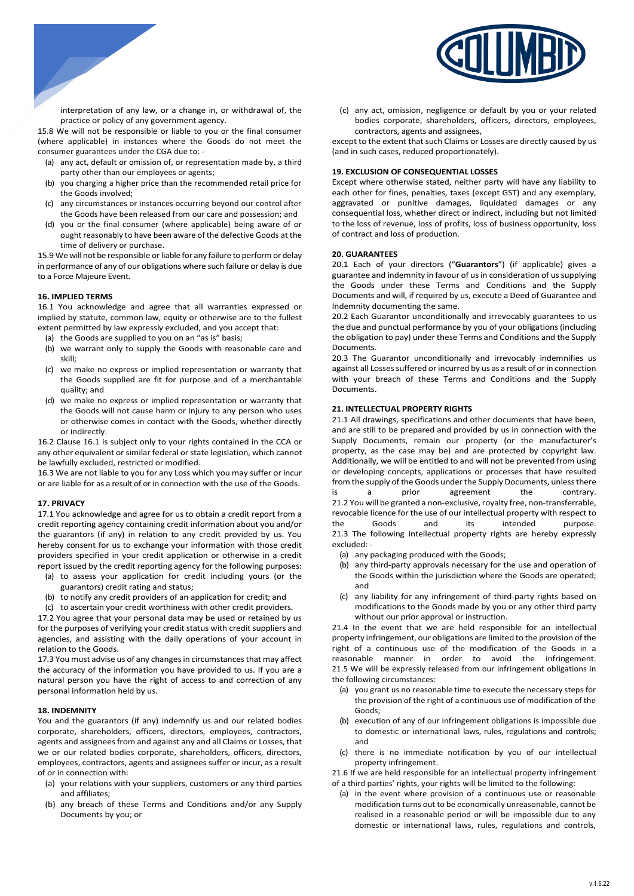interpretation of any law, or a change in, or withdrawal of, the practice or policy of any government agency.

15.8 We will not be responsible or liable to you or the final consumer (where applicable) in instances where the Goods do not meet the consumer guarantees under the CGA due to: -

(a) any act, default or omission of, or representation made by, a third party other than our employees or agents;
(b) you charging a higher price than the recommended retail price for the Goods involved;
(c) any circumstances or instances occurring beyond our control after the Goods have been released from our care and possession; and
(d) you or the final consumer (where applicable) being aware of or ought reasonably to have been aware of the defective Goods at the time of delivery or purchase.

15.9 We will not be responsible or liable for any failure to perform or delay in performance of any of our obligations where such failure or delay is due to a Force Majeure Event.

**16. IMPLIED TERMS**

16.1 You acknowledge and agree that all warranties expressed or implied by statute, common law, equity or otherwise are to the fullest extent permitted by law expressly excluded, and you accept that:

(a) the Goods are supplied to you on an "as is" basis;
(b) we warrant only to supply the Goods with reasonable care and skill;
(c) we make no express or implied representation or warranty that the Goods supplied are fit for purpose and of a merchantable quality; and
(d) we make no express or implied representation or warranty that the Goods will not cause harm or injury to any person who uses or otherwise comes in contact with the Goods, whether directly or indirectly.

16.2 Clause 16.1 is subject only to your rights contained in the CCA or any other equivalent or similar federal or state legislation, which cannot be lawfully excluded, restricted or modified.

16.3 We are not liable to you for any Loss which you may suffer or incur or are liable for as a result of or in connection with the use of the Goods.

**17. PRIVACY**

17.1 You acknowledge and agree for us to obtain a credit report from a credit reporting agency containing credit information about you and/or the guarantors (if any) in relation to any credit provided by us. You hereby consent for us to exchange your information with those credit providers specified in your credit application or otherwise in a credit report issued by the credit reporting agency for the following purposes:

(a) to assess your application for credit including yours (or the guarantors) credit rating and status;
(b) to notify any credit providers of an application for credit; and
(c) to ascertain your credit worthiness with other credit providers.

17.2 You agree that your personal data may be used or retained by us for the purposes of verifying your credit status with credit suppliers and agencies, and assisting with the daily operations of your account in relation to the Goods.

17.3 You must advise us of any changes in circumstances that may affect the accuracy of the information you have provided to us. If you are a natural person you have the right of access to and correction of any personal information held by us.

**18. INDEMNITY**

You and the guarantors (if any) indemnify us and our related bodies corporate, shareholders, officers, directors, employees, contractors, agents and assignees from and against any and all Claims or Losses, that we or our related bodies corporate, shareholders, officers, directors, employees, contractors, agents and assignees suffer or incur, as a result of or in connection with:

(a) your relations with your suppliers, customers or any third parties and affiliates;
(b) any breach of these Terms and Conditions and/or any Supply Documents by you; or
(c) any act, omission, negligence or default by you or your related bodies corporate, shareholders, officers, directors, employees, contractors, agents and assignees,

except to the extent that such Claims or Losses are directly caused by us (and in such cases, reduced proportionately).

**19. EXCLUSION OF CONSEQUENTIAL LOSSES**

Except where otherwise stated, neither party will have any liability to each other for fines, penalties, taxes (except GST) and any exemplary, aggravated or punitive damages, liquidated damages or any consequential loss, whether direct or indirect, including but not limited to the loss of revenue, loss of profits, loss of business opportunity, loss of contract and loss of production.

**20. GUARANTEES**

20.1 Each of your directors ("**Guarantors**") (if applicable) gives a guarantee and indemnity in favour of us in consideration of us supplying the Goods under these Terms and Conditions and the Supply Documents and will, if required by us, execute a Deed of Guarantee and Indemnity documenting the same.

20.2 Each Guarantor unconditionally and irrevocably guarantees to us the due and punctual performance by you of your obligations (including the obligation to pay) under these Terms and Conditions and the Supply Documents.

20.3 The Guarantor unconditionally and irrevocably indemnifies us against all Losses suffered or incurred by us as a result of or in connection with your breach of these Terms and Conditions and the Supply Documents.

**21. INTELLECTUAL PROPERTY RIGHTS**

21.1 All drawings, specifications and other documents that have been, and are still to be prepared and provided by us in connection with the Supply Documents, remain our property (or the manufacturer's property, as the case may be) and are protected by copyright law. Additionally, we will be entitled to and will not be prevented from using or developing concepts, applications or processes that have resulted from the supply of the Goods under the Supply Documents, unless there is a prior agreement the contrary.

21.2 You will be granted a non-exclusive, royalty free, non-transferrable, revocable licence for the use of our intellectual property with respect to the Goods and its intended purpose.

21.3 The following intellectual property rights are hereby expressly excluded: -

(a) any packaging produced with the Goods;
(b) any third-party approvals necessary for the use and operation of the Goods within the jurisdiction where the Goods are operated; and
(c) any liability for any infringement of third-party rights based on modifications to the Goods made by you or any other third party without our prior approval or instruction.

21.4 In the event that we are held responsible for an intellectual property infringement, our obligations are limited to the provision of the right of a continuous use of the modification of the Goods in a reasonable manner in order to avoid the infringement.

21.5 We will be expressly released from our infringement obligations in the following circumstances:

(a) you grant us no reasonable time to execute the necessary steps for the provision of the right of a continuous use of modification of the Goods;
(b) execution of any of our infringement obligations is impossible due to domestic or international laws, rules, regulations and controls; and
(c) there is no immediate notification by you of our intellectual property infringement.

21.6 If we are held responsible for an intellectual property infringement of a third parties' rights, your rights will be limited to the following:

(a) in the event where provision of a continuous use or reasonable modification turns out to be economically unreasonable, cannot be realised in a reasonable period or will be impossible due to any domestic or international laws, rules, regulations and controls,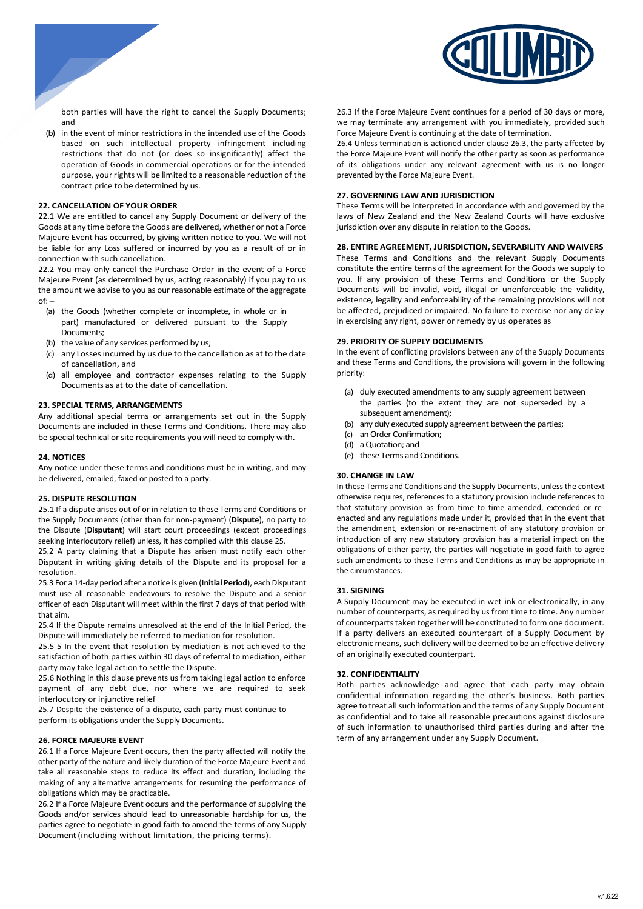both parties will have the right to cancel the Supply Documents; and

(b) in the event of minor restrictions in the intended use of the Goods based on such intellectual property infringement including restrictions that do not (or does so insignificantly) affect the operation of Goods in commercial operations or for the intended purpose, your rights will be limited to a reasonable reduction of the contract price to be determined by us.

**22. CANCELLATION OF YOUR ORDER**

22.1 We are entitled to cancel any Supply Document or delivery of the Goods at any time before the Goods are delivered, whether or not a Force Majeure Event has occurred, by giving written notice to you. We will not be liable for any Loss suffered or incurred by you as a result of or in connection with such cancellation.

22.2 You may only cancel the Purchase Order in the event of a Force Majeure Event (as determined by us, acting reasonably) if you pay to us the amount we advise to you as our reasonable estimate of the aggregate of: –

(a) the Goods (whether complete or incomplete, in whole or in part) manufactured or delivered pursuant to the Supply Documents;

(b) the value of any services performed by us;

(c) any Losses incurred by us due to the cancellation as at to the date of cancellation, and

(d) all employee and contractor expenses relating to the Supply Documents as at to the date of cancellation.

**23. SPECIAL TERMS, ARRANGEMENTS**

Any additional special terms or arrangements set out in the Supply Documents are included in these Terms and Conditions. There may also be special technical or site requirements you will need to comply with.

**24. NOTICES**

Any notice under these terms and conditions must be in writing, and may be delivered, emailed, faxed or posted to a party.

**25. DISPUTE RESOLUTION**

25.1 If a dispute arises out of or in relation to these Terms and Conditions or the Supply Documents (other than for non-payment) (**Dispute**), no party to the Dispute (**Disputant**) will start court proceedings (except proceedings seeking interlocutory relief) unless, it has complied with this clause 25.

25.2 A party claiming that a Dispute has arisen must notify each other Disputant in writing giving details of the Dispute and its proposal for a resolution.

25.3 For a 14-day period after a notice is given (**Initial Period**), each Disputant must use all reasonable endeavours to resolve the Dispute and a senior officer of each Disputant will meet within the first 7 days of that period with that aim.

25.4 If the Dispute remains unresolved at the end of the Initial Period, the Dispute will immediately be referred to mediation for resolution.

25.5 5 In the event that resolution by mediation is not achieved to the satisfaction of both parties within 30 days of referral to mediation, either party may take legal action to settle the Dispute.

25.6 Nothing in this clause prevents us from taking legal action to enforce payment of any debt due, nor where we are required to seek interlocutory or injunctive relief

25.7 Despite the existence of a dispute, each party must continue to perform its obligations under the Supply Documents.

**26. FORCE MAJEURE EVENT**

26.1 If a Force Majeure Event occurs, then the party affected will notify the other party of the nature and likely duration of the Force Majeure Event and take all reasonable steps to reduce its effect and duration, including the making of any alternative arrangements for resuming the performance of obligations which may be practicable.

26.2 If a Force Majeure Event occurs and the performance of supplying the Goods and/or services should lead to unreasonable hardship for us, the parties agree to negotiate in good faith to amend the terms of any Supply Document (including without limitation, the pricing terms).

26.3 If the Force Majeure Event continues for a period of 30 days or more, we may terminate any arrangement with you immediately, provided such Force Majeure Event is continuing at the date of termination.

26.4 Unless termination is actioned under clause 26.3, the party affected by the Force Majeure Event will notify the other party as soon as performance of its obligations under any relevant agreement with us is no longer prevented by the Force Majeure Event.

**27. GOVERNING LAW AND JURISDICTION**

These Terms will be interpreted in accordance with and governed by the laws of New Zealand and the New Zealand Courts will have exclusive jurisdiction over any dispute in relation to the Goods.

**28. ENTIRE AGREEMENT, JURISDICTION, SEVERABILITY AND WAIVERS**

These Terms and Conditions and the relevant Supply Documents constitute the entire terms of the agreement for the Goods we supply to you. If any provision of these Terms and Conditions or the Supply Documents will be invalid, void, illegal or unenforceable the validity, existence, legality and enforceability of the remaining provisions will not be affected, prejudiced or impaired. No failure to exercise nor any delay in exercising any right, power or remedy by us operates as

**29. PRIORITY OF SUPPLY DOCUMENTS**

In the event of conflicting provisions between any of the Supply Documents and these Terms and Conditions, the provisions will govern in the following priority:

(a) duly executed amendments to any supply agreement between the parties (to the extent they are not superseded by a subsequent amendment);

(b) any duly executed supply agreement between the parties;

(c) an Order Confirmation;

(d) a Quotation; and

(e) these Terms and Conditions.

**30. CHANGE IN LAW**

In these Terms and Conditions and the Supply Documents, unless the context otherwise requires, references to a statutory provision include references to that statutory provision as from time to time amended, extended or re-enacted and any regulations made under it, provided that in the event that the amendment, extension or re-enactment of any statutory provision or introduction of any new statutory provision has a material impact on the obligations of either party, the parties will negotiate in good faith to agree such amendments to these Terms and Conditions as may be appropriate in the circumstances.

**31. SIGNING**

A Supply Document may be executed in wet-ink or electronically, in any number of counterparts, as required by us from time to time. Any number of counterparts taken together will be constituted to form one document. If a party delivers an executed counterpart of a Supply Document by electronic means, such delivery will be deemed to be an effective delivery of an originally executed counterpart.

**32. CONFIDENTIALITY**

Both parties acknowledge and agree that each party may obtain confidential information regarding the other's business. Both parties agree to treat all such information and the terms of any Supply Document as confidential and to take all reasonable precautions against disclosure of such information to unauthorised third parties during and after the term of any arrangement under any Supply Document.

v.1.6.22